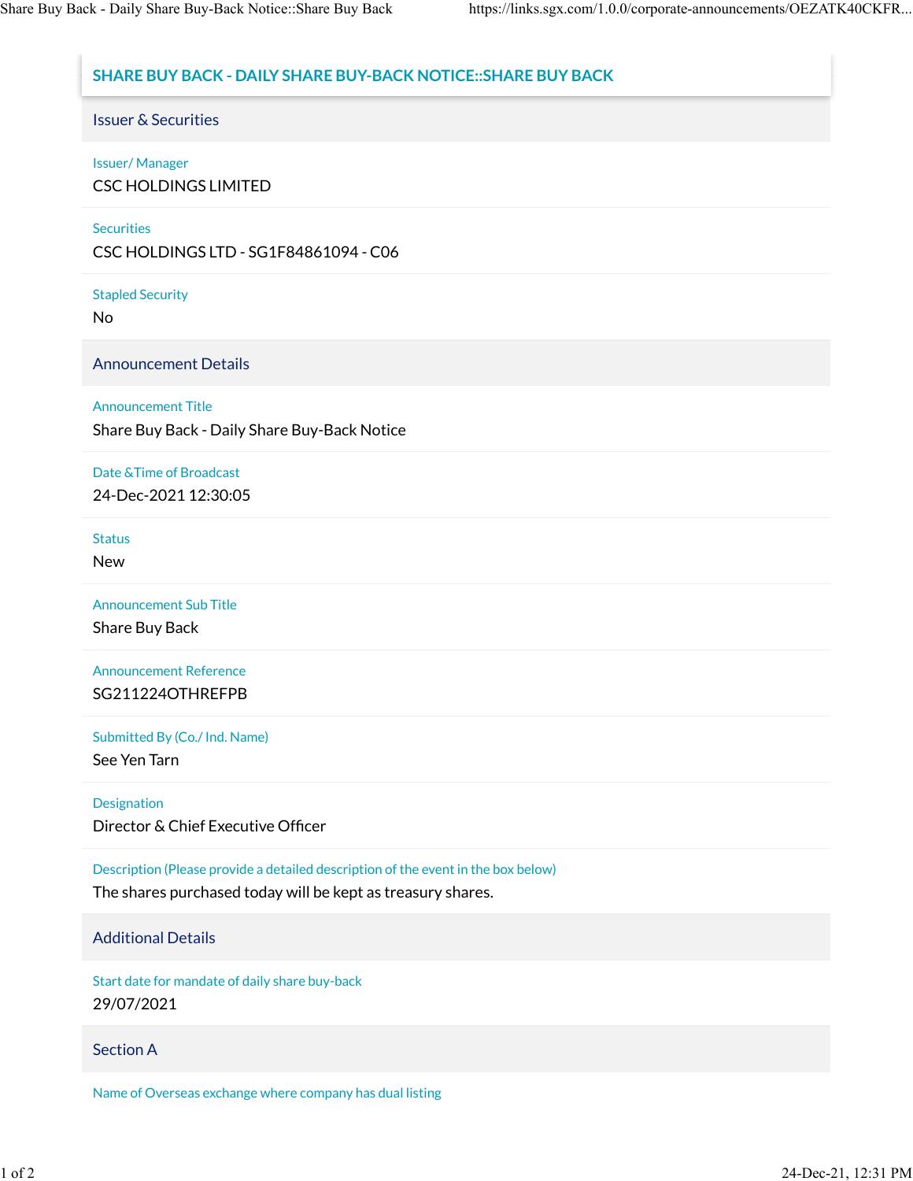# SHARE BUY BACK - DAILY SHARE BUY-BACK NOTICE::SHARE BUY BACK

## Issuer & Securities

**Issuer/ Manager**
CSC HOLDINGS LIMITED

**Securities**
CSC HOLDINGS LTD - SG1F84861094 - C06

**Stapled Security**
No

## Announcement Details

**Announcement Title**
Share Buy Back - Daily Share Buy-Back Notice

**Date &Time of Broadcast**
24-Dec-2021 12:30:05

**Status**
New

**Announcement Sub Title**
Share Buy Back

**Announcement Reference**
SG211224OTHREFPB

**Submitted By (Co./ Ind. Name)**
See Yen Tarn

**Designation**
Director & Chief Executive Officer

**Description (Please provide a detailed description of the event in the box below)**
The shares purchased today will be kept as treasury shares.

## Additional Details

**Start date for mandate of daily share buy-back**
29/07/2021

## Section A

**Name of Overseas exchange where company has dual listing**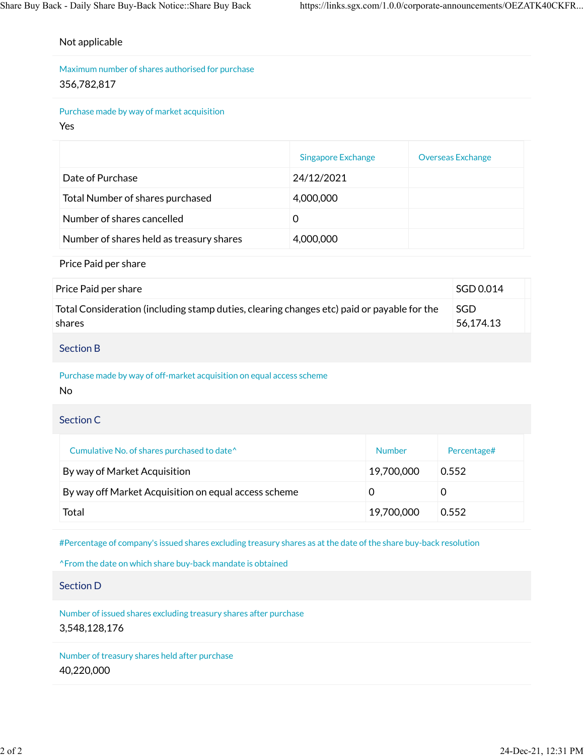Not applicable

Maximum number of shares authorised for purchase

356,782,817

Purchase made by way of market acquisition

Yes

| | Singapore Exchange | Overseas Exchange |
| --- | --- | --- |
| Date of Purchase | 24/12/2021 | |
| Total Number of shares purchased | 4,000,000 | |
| Number of shares cancelled | 0 | |
| Number of shares held as treasury shares | 4,000,000 | |

Price Paid per share

| | |
| --- | --- |
| Price Paid per share | SGD 0.014 |
| Total Consideration (including stamp duties, clearing changes etc) paid or payable for the shares | SGD 56,174.13 |

## Section B

Purchase made by way of off-market acquisition on equal access scheme

No

## Section C

| Cumulative No. of shares purchased to date^ | Number | Percentage# |
| --- | --- | --- |
| By way of Market Acquisition | 19,700,000 | 0.552 |
| By way off Market Acquisition on equal access scheme | 0 | 0 |
| Total | 19,700,000 | 0.552 |

#Percentage of company's issued shares excluding treasury shares as at the date of the share buy-back resolution

^From the date on which share buy-back mandate is obtained

## Section D

Number of issued shares excluding treasury shares after purchase

3,548,128,176

Number of treasury shares held after purchase

40,220,000